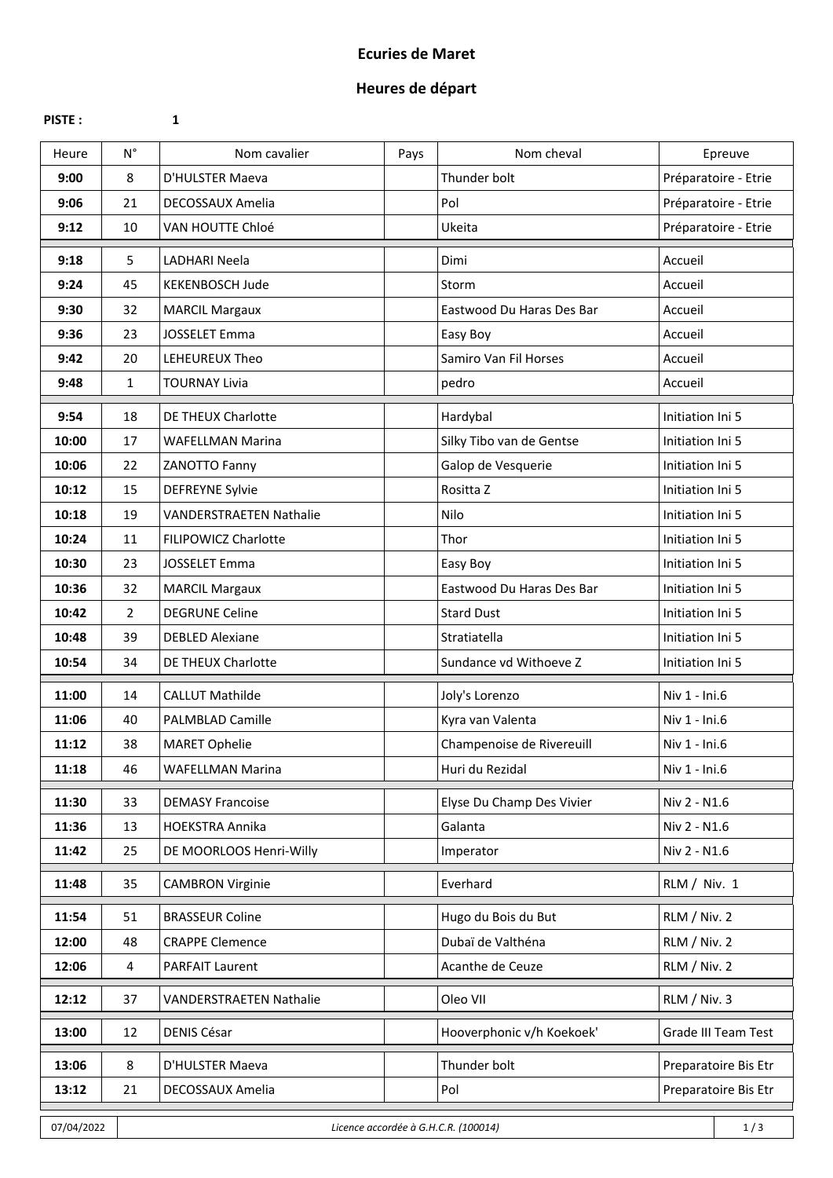# Ecuries de Maret

## Heures de départ

**PISTE :** 1

| Heure | N° | Nom cavalier | Pays | Nom cheval | Epreuve |
|---|---|---|---|---|---|
| **9:00** | 8 | D'HULSTER Maeva | | Thunder bolt | Préparatoire - Etrie |
| **9:06** | 21 | DECOSSAUX Amelia | | Pol | Préparatoire - Etrie |
| **9:12** | 10 | VAN HOUTTE Chloé | | Ukeita | Préparatoire - Etrie |
| **9:18** | 5 | LADHARI Neela | | Dimi | Accueil |
| **9:24** | 45 | KEKENBOSCH Jude | | Storm | Accueil |
| **9:30** | 32 | MARCIL Margaux | | Eastwood Du Haras Des Bar | Accueil |
| **9:36** | 23 | JOSSELET Emma | | Easy Boy | Accueil |
| **9:42** | 20 | LEHEUREUX Theo | | Samiro Van Fil Horses | Accueil |
| **9:48** | 1 | TOURNAY Livia | | pedro | Accueil |
| **9:54** | 18 | DE THEUX Charlotte | | Hardybal | Initiation Ini 5 |
| **10:00** | 17 | WAFELLMAN Marina | | Silky Tibo van de Gentse | Initiation Ini 5 |
| **10:06** | 22 | ZANOTTO Fanny | | Galop de Vesquerie | Initiation Ini 5 |
| **10:12** | 15 | DEFREYNE Sylvie | | Rositta Z | Initiation Ini 5 |
| **10:18** | 19 | VANDERSTRAETEN Nathalie | | Nilo | Initiation Ini 5 |
| **10:24** | 11 | FILIPOWICZ Charlotte | | Thor | Initiation Ini 5 |
| **10:30** | 23 | JOSSELET Emma | | Easy Boy | Initiation Ini 5 |
| **10:36** | 32 | MARCIL Margaux | | Eastwood Du Haras Des Bar | Initiation Ini 5 |
| **10:42** | 2 | DEGRUNE Celine | | Stard Dust | Initiation Ini 5 |
| **10:48** | 39 | DEBLED Alexiane | | Stratiatella | Initiation Ini 5 |
| **10:54** | 34 | DE THEUX Charlotte | | Sundance vd Withoeve Z | Initiation Ini 5 |
| **11:00** | 14 | CALLUT Mathilde | | Joly's Lorenzo | Niv 1 - Ini.6 |
| **11:06** | 40 | PALMBLAD Camille | | Kyra van Valenta | Niv 1 - Ini.6 |
| **11:12** | 38 | MARET Ophelie | | Champenoise de Rivereuill | Niv 1 - Ini.6 |
| **11:18** | 46 | WAFELLMAN Marina | | Huri du Rezidal | Niv 1 - Ini.6 |
| **11:30** | 33 | DEMASY Francoise | | Elyse Du Champ Des Vivier | Niv 2 - N1.6 |
| **11:36** | 13 | HOEKSTRA Annika | | Galanta | Niv 2 - N1.6 |
| **11:42** | 25 | DE MOORLOOS Henri-Willy | | Imperator | Niv 2 - N1.6 |
| **11:48** | 35 | CAMBRON Virginie | | Everhard | RLM / Niv. 1 |
| **11:54** | 51 | BRASSEUR Coline | | Hugo du Bois du But | RLM / Niv. 2 |
| **12:00** | 48 | CRAPPE Clemence | | Dubaï de Valthéna | RLM / Niv. 2 |
| **12:06** | 4 | PARFAIT Laurent | | Acanthe de Ceuze | RLM / Niv. 2 |
| **12:12** | 37 | VANDERSTRAETEN Nathalie | | Oleo VII | RLM / Niv. 3 |
| **13:00** | 12 | DENIS César | | Hooverphonic v/h Koekoek' | Grade III Team Test |
| **13:06** | 8 | D'HULSTER Maeva | | Thunder bolt | Preparatoire Bis Etr |
| **13:12** | 21 | DECOSSAUX Amelia | | Pol | Preparatoire Bis Etr |

07/04/2022 — *Licence accordée à G.H.C.R. (100014)*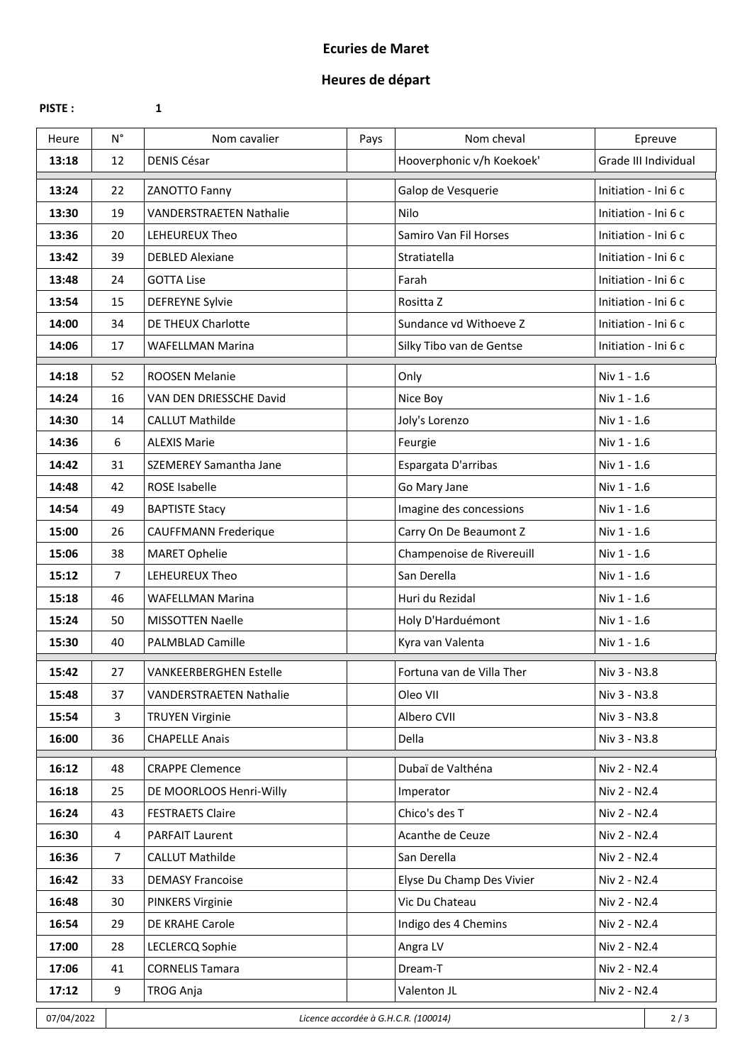# Ecuries de Maret

## Heures de départ

**PISTE :** **1**

| Heure | N° | Nom cavalier | Pays | Nom cheval | Epreuve |
|---|---|---|---|---|---|
| **13:18** | 12 | DENIS César | | Hooverphonic v/h Koekoek' | Grade III Individual |
| **13:24** | 22 | ZANOTTO Fanny | | Galop de Vesquerie | Initiation - Ini 6 c |
| **13:30** | 19 | VANDERSTRAETEN Nathalie | | Nilo | Initiation - Ini 6 c |
| **13:36** | 20 | LEHEUREUX Theo | | Samiro Van Fil Horses | Initiation - Ini 6 c |
| **13:42** | 39 | DEBLED Alexiane | | Stratiatella | Initiation - Ini 6 c |
| **13:48** | 24 | GOTTA Lise | | Farah | Initiation - Ini 6 c |
| **13:54** | 15 | DEFREYNE Sylvie | | Rositta Z | Initiation - Ini 6 c |
| **14:00** | 34 | DE THEUX Charlotte | | Sundance vd Withoeve Z | Initiation - Ini 6 c |
| **14:06** | 17 | WAFELLMAN Marina | | Silky Tibo van de Gentse | Initiation - Ini 6 c |
| **14:18** | 52 | ROOSEN Melanie | | Only | Niv 1 - 1.6 |
| **14:24** | 16 | VAN DEN DRIESSCHE David | | Nice Boy | Niv 1 - 1.6 |
| **14:30** | 14 | CALLUT Mathilde | | Joly's Lorenzo | Niv 1 - 1.6 |
| **14:36** | 6 | ALEXIS Marie | | Feurgie | Niv 1 - 1.6 |
| **14:42** | 31 | SZEMEREY Samantha Jane | | Espargata D'arribas | Niv 1 - 1.6 |
| **14:48** | 42 | ROSE Isabelle | | Go Mary Jane | Niv 1 - 1.6 |
| **14:54** | 49 | BAPTISTE Stacy | | Imagine des concessions | Niv 1 - 1.6 |
| **15:00** | 26 | CAUFFMANN Frederique | | Carry On De Beaumont Z | Niv 1 - 1.6 |
| **15:06** | 38 | MARET Ophelie | | Champenoise de Rivereuill | Niv 1 - 1.6 |
| **15:12** | 7 | LEHEUREUX Theo | | San Derella | Niv 1 - 1.6 |
| **15:18** | 46 | WAFELLMAN Marina | | Huri du Rezidal | Niv 1 - 1.6 |
| **15:24** | 50 | MISSOTTEN Naelle | | Holy D'Harduémont | Niv 1 - 1.6 |
| **15:30** | 40 | PALMBLAD Camille | | Kyra van Valenta | Niv 1 - 1.6 |
| **15:42** | 27 | VANKEERBERGHEN Estelle | | Fortuna van de Villa Ther | Niv 3 - N3.8 |
| **15:48** | 37 | VANDERSTRAETEN Nathalie | | Oleo VII | Niv 3 - N3.8 |
| **15:54** | 3 | TRUYEN Virginie | | Albero CVII | Niv 3 - N3.8 |
| **16:00** | 36 | CHAPELLE Anais | | Della | Niv 3 - N3.8 |
| **16:12** | 48 | CRAPPE Clemence | | Dubaï de Valthéna | Niv 2 - N2.4 |
| **16:18** | 25 | DE MOORLOOS Henri-Willy | | Imperator | Niv 2 - N2.4 |
| **16:24** | 43 | FESTRAETS Claire | | Chico's des T | Niv 2 - N2.4 |
| **16:30** | 4 | PARFAIT Laurent | | Acanthe de Ceuze | Niv 2 - N2.4 |
| **16:36** | 7 | CALLUT Mathilde | | San Derella | Niv 2 - N2.4 |
| **16:42** | 33 | DEMASY Francoise | | Elyse Du Champ Des Vivier | Niv 2 - N2.4 |
| **16:48** | 30 | PINKERS Virginie | | Vic Du Chateau | Niv 2 - N2.4 |
| **16:54** | 29 | DE KRAHE Carole | | Indigo des 4 Chemins | Niv 2 - N2.4 |
| **17:00** | 28 | LECLERCQ Sophie | | Angra LV | Niv 2 - N2.4 |
| **17:06** | 41 | CORNELIS Tamara | | Dream-T | Niv 2 - N2.4 |
| **17:12** | 9 | TROG Anja | | Valenton JL | Niv 2 - N2.4 |

07/04/2022 — *Licence accordée à G.H.C.R. (100014)*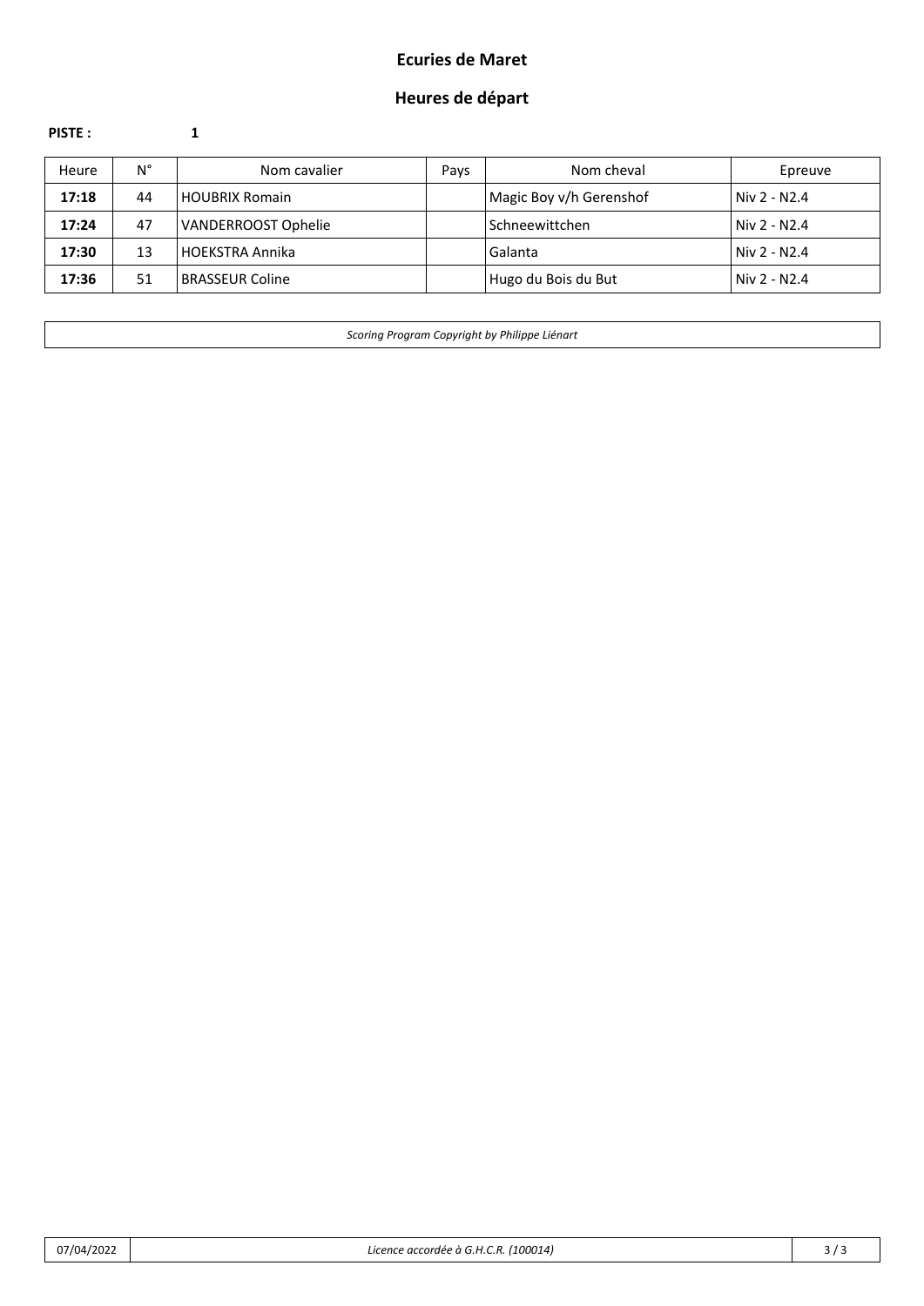**Ecuries de Maret**

**Heures de départ**

**PISTE :** **1**

| Heure | N° | Nom cavalier | Pays | Nom cheval | Epreuve |
|---|---|---|---|---|---|
| **17:18** | 44 | HOUBRIX Romain | | Magic Boy v/h Gerenshof | Niv 2 - N2.4 |
| **17:24** | 47 | VANDERROOST Ophelie | | Schneewittchen | Niv 2 - N2.4 |
| **17:30** | 13 | HOEKSTRA Annika | | Galanta | Niv 2 - N2.4 |
| **17:36** | 51 | BRASSEUR Coline | | Hugo du Bois du But | Niv 2 - N2.4 |

*Scoring Program Copyright by Philippe Liénart*

07/04/2022 *Licence accordée à G.H.C.R. (100014)*